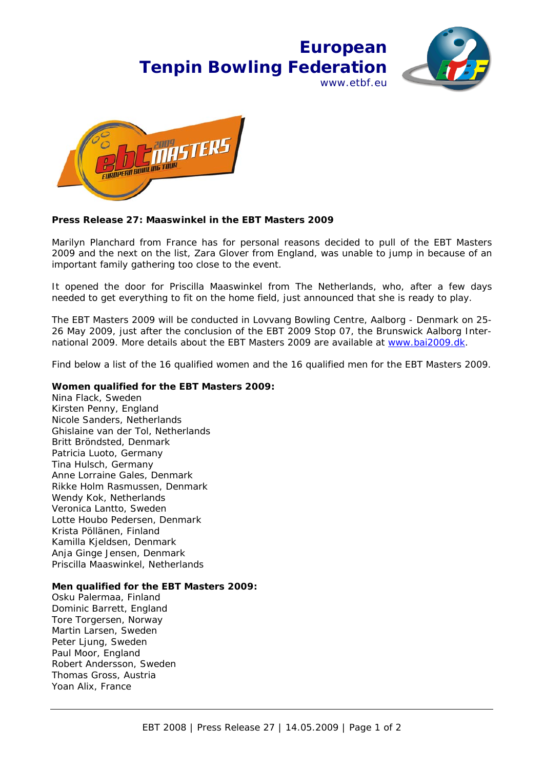**European Tenpin Bowling Federation**
www.etbf.eu

**Press Release 27: Maaswinkel in the EBT Masters 2009**

Marilyn Planchard from France has for personal reasons decided to pull of the EBT Masters 2009 and the next on the list, Zara Glover from England, was unable to jump in because of an important family gathering too close to the event.

It opened the door for Priscilla Maaswinkel from The Netherlands, who, after a few days needed to get everything to fit on the home field, just announced that she is ready to play.

The EBT Masters 2009 will be conducted in Lovvang Bowling Centre, Aalborg - Denmark on 25-26 May 2009, just after the conclusion of the EBT 2009 Stop 07, the Brunswick Aalborg International 2009. More details about the EBT Masters 2009 are available at www.bai2009.dk.

Find below a list of the 16 qualified women and the 16 qualified men for the EBT Masters 2009.

**Women qualified for the EBT Masters 2009:**
Nina Flack, Sweden
Kirsten Penny, England
Nicole Sanders, Netherlands
Ghislaine van der Tol, Netherlands
Britt Bröndsted, Denmark
Patricia Luoto, Germany
Tina Hulsch, Germany
Anne Lorraine Gales, Denmark
Rikke Holm Rasmussen, Denmark
Wendy Kok, Netherlands
Veronica Lantto, Sweden
Lotte Houbo Pedersen, Denmark
Krista Pöllänen, Finland
Kamilla Kjeldsen, Denmark
Anja Ginge Jensen, Denmark
Priscilla Maaswinkel, Netherlands

**Men qualified for the EBT Masters 2009:**
Osku Palermaa, Finland
Dominic Barrett, England
Tore Torgersen, Norway
Martin Larsen, Sweden
Peter Ljung, Sweden
Paul Moor, England
Robert Andersson, Sweden
Thomas Gross, Austria
Yoan Alix, France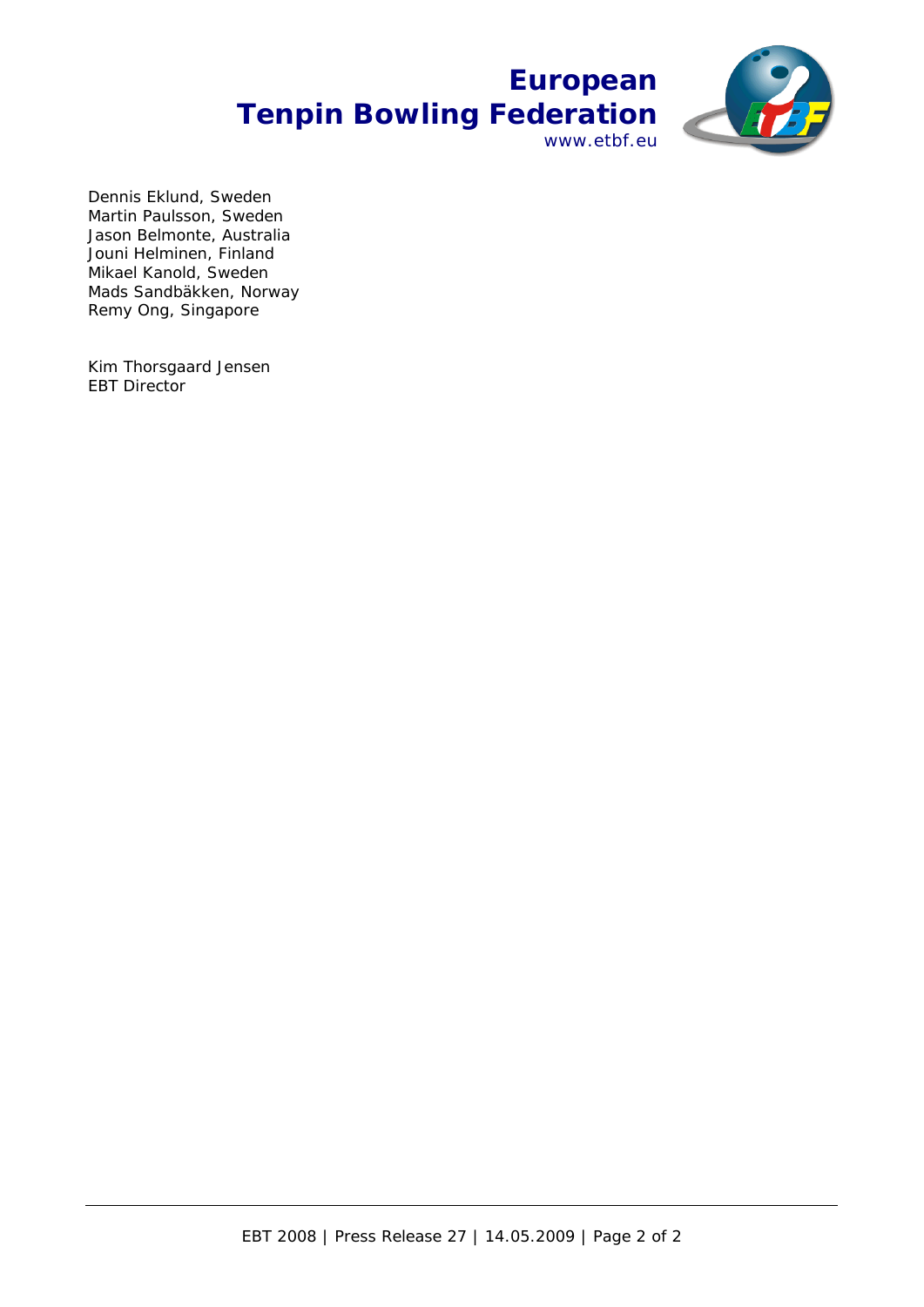Dennis Eklund, Sweden
Martin Paulsson, Sweden
Jason Belmonte, Australia
Jouni Helminen, Finland
Mikael Kanold, Sweden
Mads Sandbäkken, Norway
Remy Ong, Singapore

Kim Thorsgaard Jensen
EBT Director